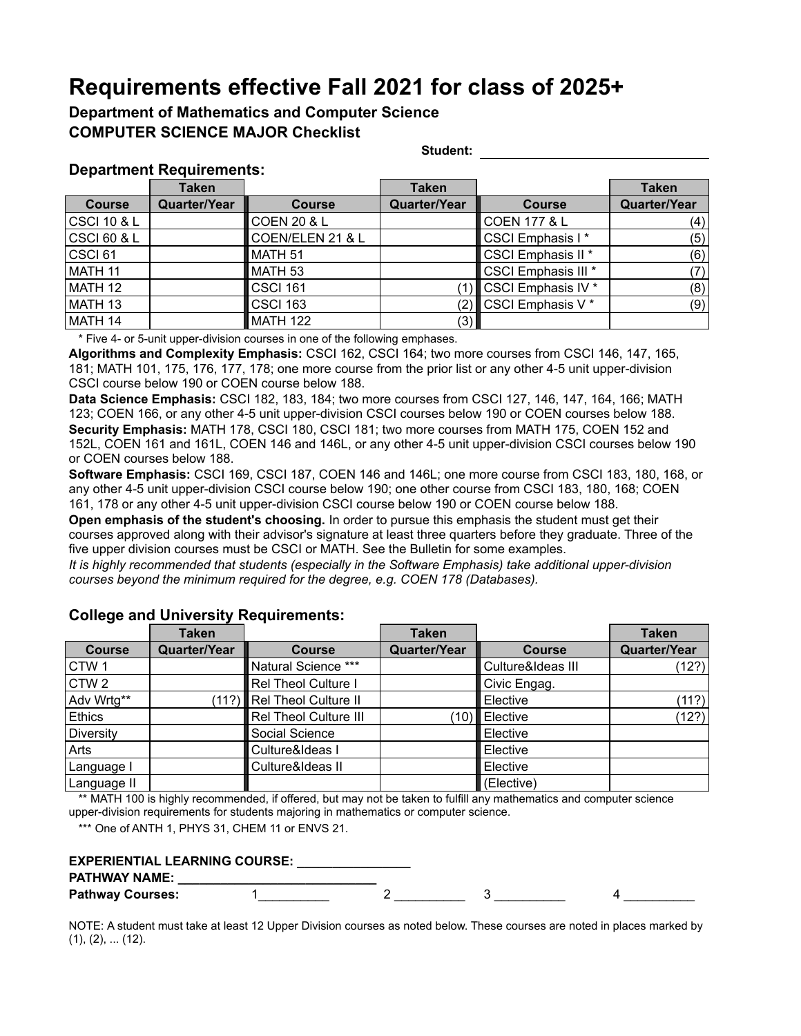# Requirements effective Fall 2021 for class of 2025+

### Department of Mathematics and Computer Science
### COMPUTER SCIENCE MAJOR Checklist

**Student:** ______________________________

## Department Requirements:

| Course | Taken Quarter/Year | Course | Taken Quarter/Year | Course | Taken Quarter/Year |
|---|---|---|---|---|---|
| CSCI 10 & L | | COEN 20 & L | | COEN 177 & L | (4) |
| CSCI 60 & L | | COEN/ELEN 21 & L | | CSCI Emphasis I * | (5) |
| CSCI 61 | | MATH 51 | | CSCI Emphasis II * | (6) |
| MATH 11 | | MATH 53 | | CSCI Emphasis III * | (7) |
| MATH 12 | | CSCI 161 | (1) | CSCI Emphasis IV * | (8) |
| MATH 13 | | CSCI 163 | (2) | CSCI Emphasis V * | (9) |
| MATH 14 | | MATH 122 | (3) | | |

\* Five 4- or 5-unit upper-division courses in one of the following emphases.

**Algorithms and Complexity Emphasis:** CSCI 162, CSCI 164; two more courses from CSCI 146, 147, 165, 181; MATH 101, 175, 176, 177, 178; one more course from the prior list or any other 4-5 unit upper-division CSCI course below 190 or COEN course below 188.

**Data Science Emphasis:** CSCI 182, 183, 184; two more courses from CSCI 127, 146, 147, 164, 166; MATH 123; COEN 166, or any other 4-5 unit upper-division CSCI courses below 190 or COEN courses below 188.

**Security Emphasis:** MATH 178, CSCI 180, CSCI 181; two more courses from MATH 175, COEN 152 and 152L, COEN 161 and 161L, COEN 146 and 146L, or any other 4-5 unit upper-division CSCI courses below 190 or COEN courses below 188.

**Software Emphasis:** CSCI 169, CSCI 187, COEN 146 and 146L; one more course from CSCI 183, 180, 168, or any other 4-5 unit upper-division CSCI course below 190; one other course from CSCI 183, 180, 168; COEN 161, 178 or any other 4-5 unit upper-division CSCI course below 190 or COEN course below 188.

**Open emphasis of the student's choosing.** In order to pursue this emphasis the student must get their courses approved along with their advisor's signature at least three quarters before they graduate. Three of the five upper division courses must be CSCI or MATH. See the Bulletin for some examples.

*It is highly recommended that students (especially in the Software Emphasis) take additional upper-division courses beyond the minimum required for the degree, e.g. COEN 178 (Databases).*

## College and University Requirements:

| Course | Taken Quarter/Year | Course | Taken Quarter/Year | Course | Taken Quarter/Year |
|---|---|---|---|---|---|
| CTW 1 | | Natural Science *** | | Culture&Ideas III | (12?) |
| CTW 2 | | Rel Theol Culture I | | Civic Engag. | |
| Adv Wrtg** | (11?) | Rel Theol Culture II | | Elective | (11?) |
| Ethics | | Rel Theol Culture III | (10) | Elective | (12?) |
| Diversity | | Social Science | | Elective | |
| Arts | | Culture&Ideas I | | Elective | |
| Language I | | Culture&Ideas II | | Elective | |
| Language II | | | | (Elective) | |

\*\* MATH 100 is highly recommended, if offered, but may not be taken to fulfill any mathematics and computer science upper-division requirements for students majoring in mathematics or computer science.

\*\*\* One of ANTH 1, PHYS 31, CHEM 11 or ENVS 21.

**EXPERIENTIAL LEARNING COURSE:** ________________
**PATHWAY NAME:** ____________________________
**Pathway Courses:** 1__________ 2 __________ 3 __________ 4 __________

NOTE: A student must take at least 12 Upper Division courses as noted below. These courses are noted in places marked by (1), (2), ... (12).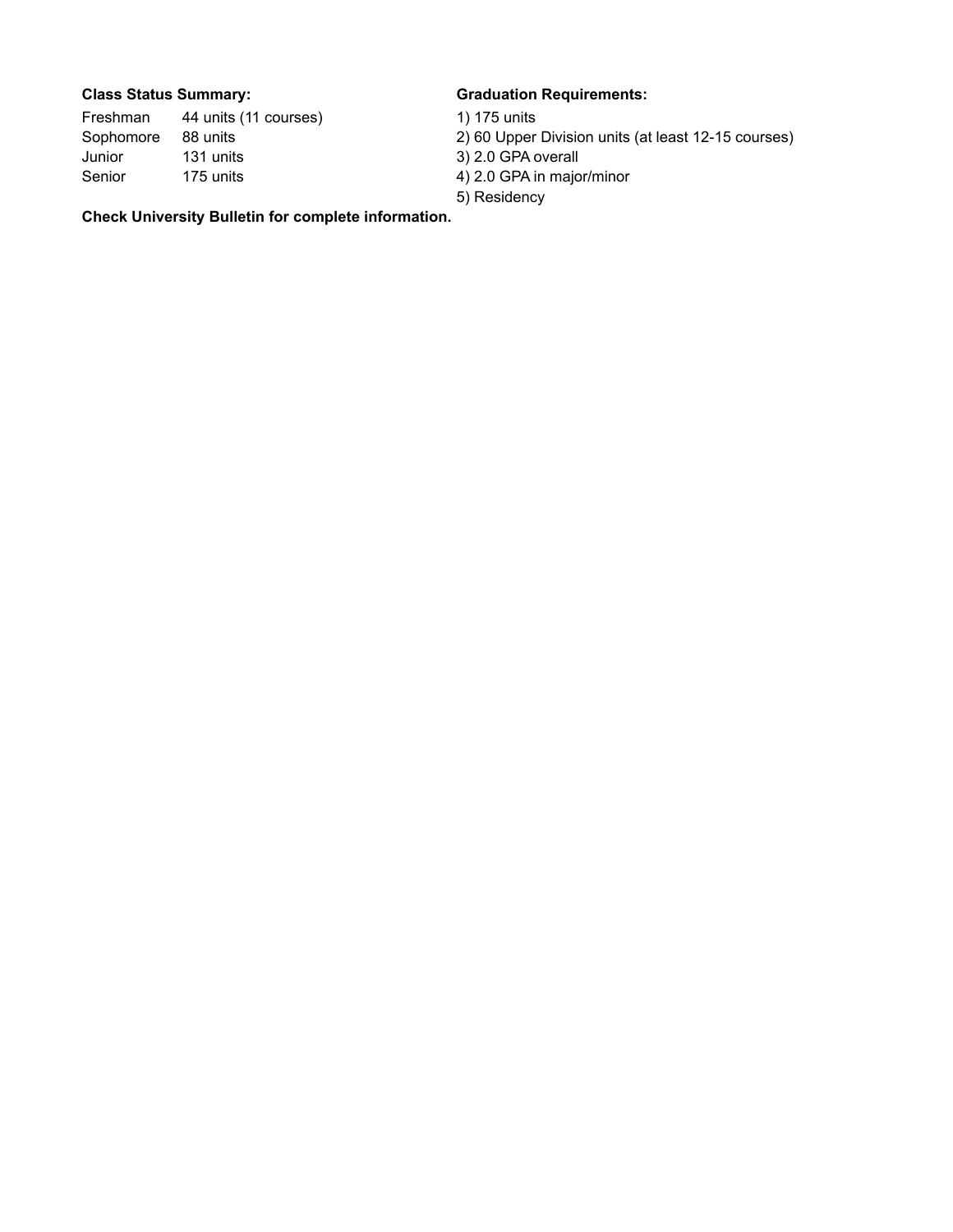**Class Status Summary:**

| | |
|---|---|
| Freshman | 44 units (11 courses) |
| Sophomore | 88 units |
| Junior | 131 units |
| Senior | 175 units |

**Graduation Requirements:**

1) 175 units
2) 60 Upper Division units (at least 12-15 courses)
3) 2.0 GPA overall
4) 2.0 GPA in major/minor
5) Residency

**Check University Bulletin for complete information.**